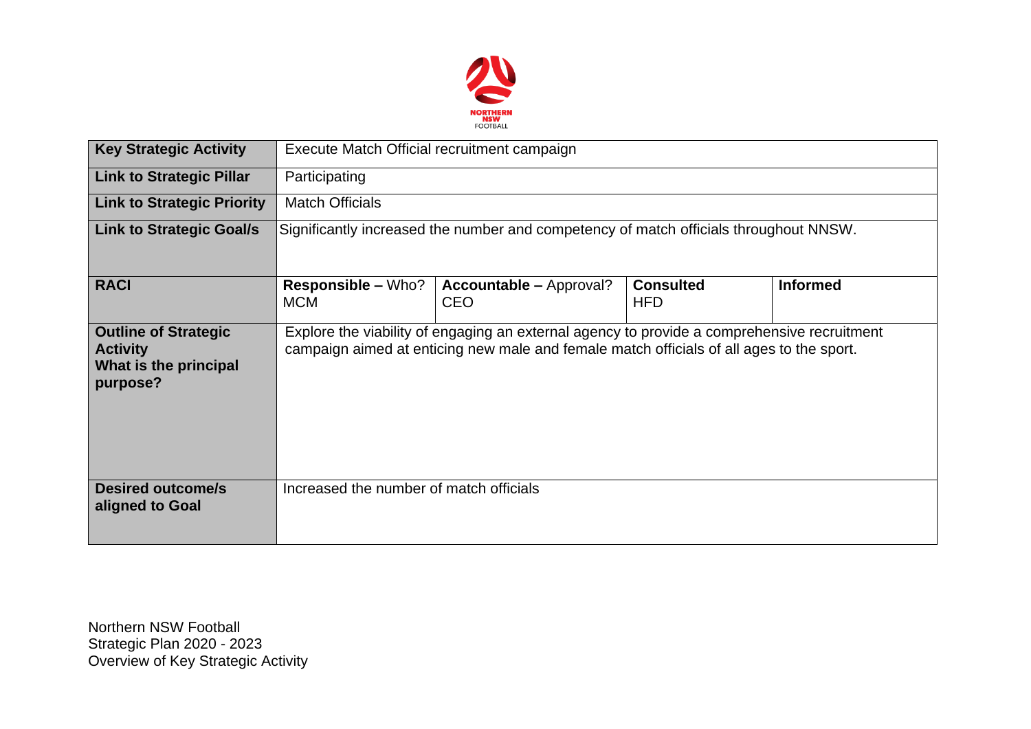| Key Strategic Activity | Execute Match Official recruitment campaign | | | |
|---|---|---|---|---|
| **Link to Strategic Pillar** | Participating | | | |
| **Link to Strategic Priority** | Match Officials | | | |
| **Link to Strategic Goal/s** | Significantly increased the number and competency of match officials throughout NNSW. | | | |
| **RACI** | **Responsible –** Who? MCM | **Accountable –** Approval? CEO | **Consulted** HFD | **Informed** |
| **Outline of Strategic Activity What is the principal purpose?** | Explore the viability of engaging an external agency to provide a comprehensive recruitment campaign aimed at enticing new male and female match officials of all ages to the sport. | | | |
| **Desired outcome/s aligned to Goal** | Increased the number of match officials | | | |

Northern NSW Football
Strategic Plan 2020 - 2023
Overview of Key Strategic Activity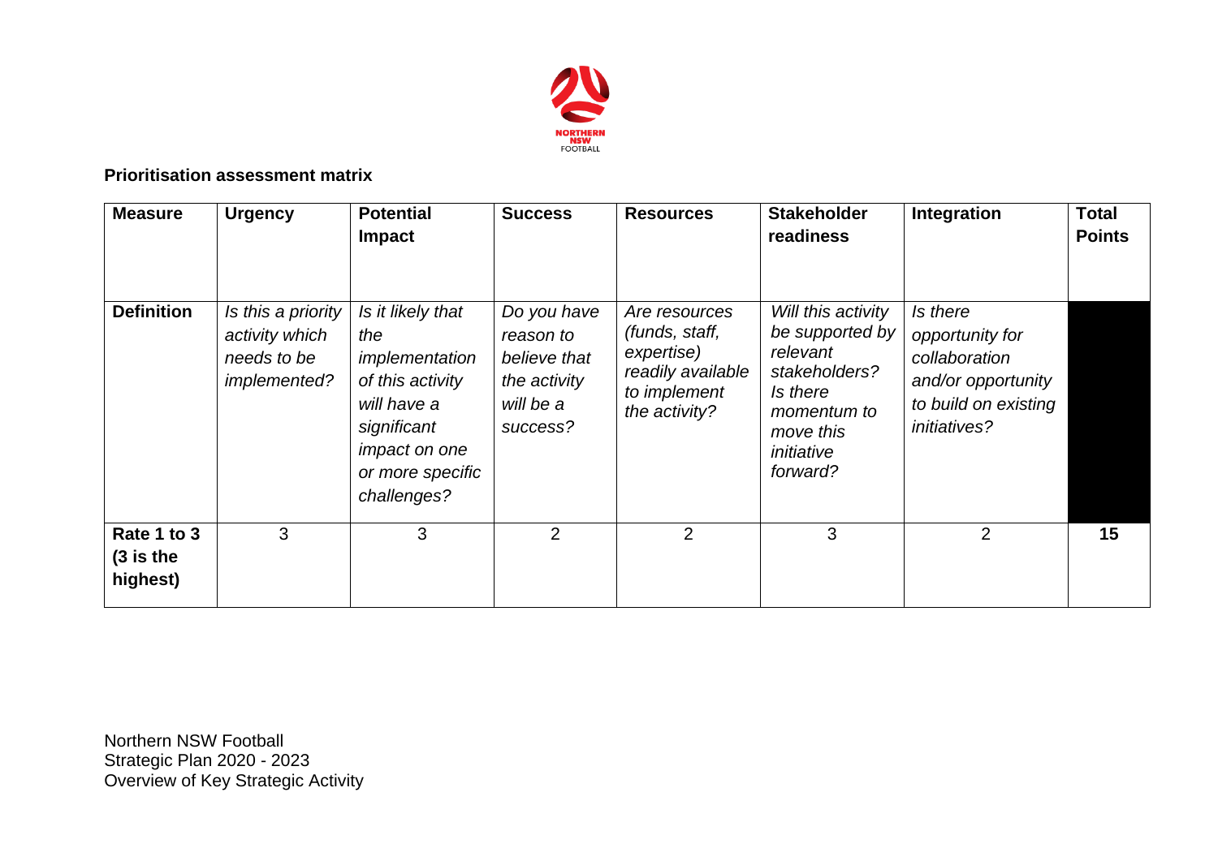**Prioritisation assessment matrix**

| Measure | Urgency | Potential Impact | Success | Resources | Stakeholder readiness | Integration | Total Points |
|---|---|---|---|---|---|---|---|
| **Definition** | *Is this a priority activity which needs to be implemented?* | *Is it likely that the implementation of this activity will have a significant impact on one or more specific challenges?* | *Do you have reason to believe that the activity will be a success?* | *Are resources (funds, staff, expertise) readily available to implement the activity?* | *Will this activity be supported by relevant stakeholders? Is there momentum to move this initiative forward?* | *Is there opportunity for collaboration and/or opportunity to build on existing initiatives?* | |
| **Rate 1 to 3 (3 is the highest)** | 3 | 3 | 2 | 2 | 3 | 2 | **15** |